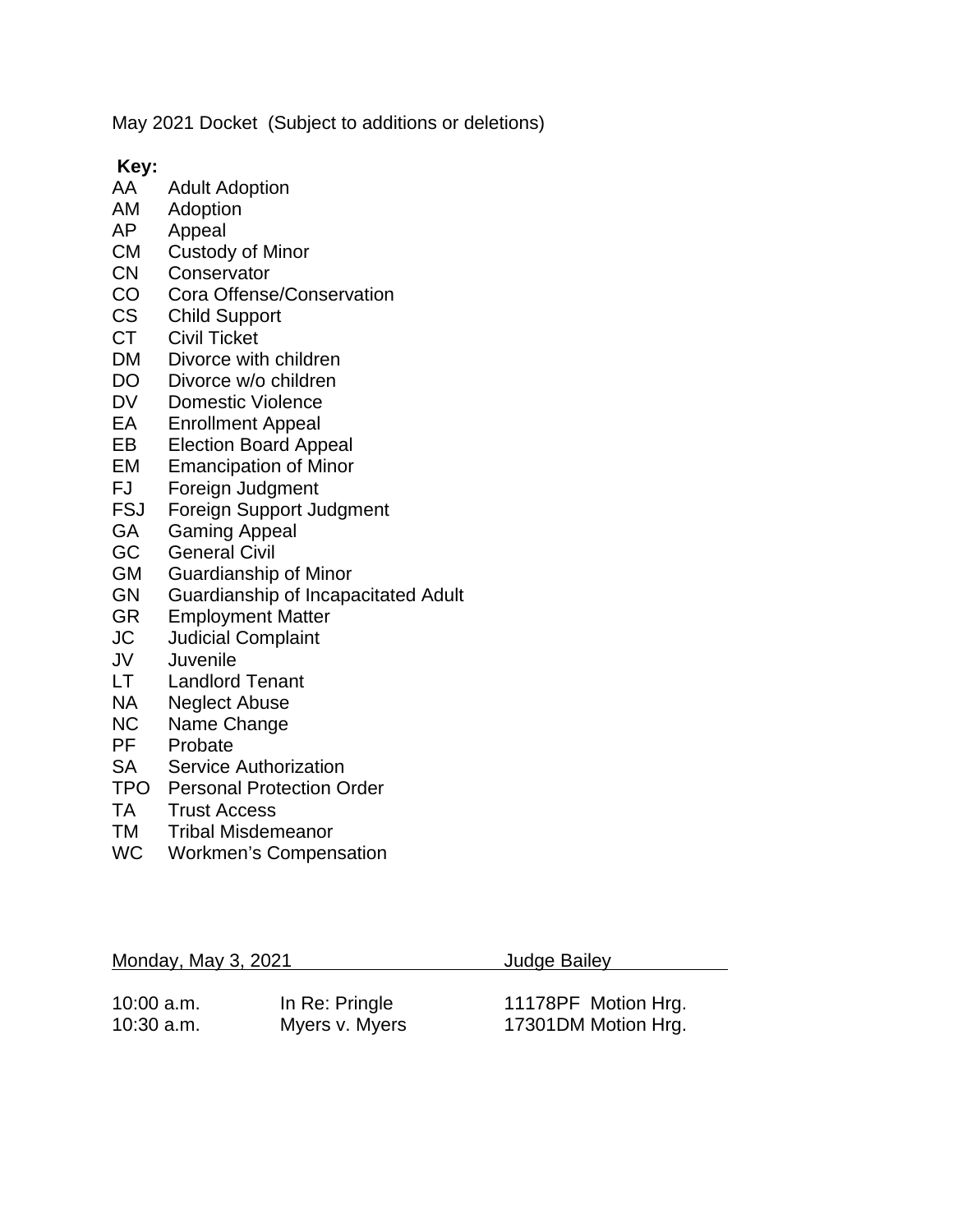May 2021 Docket (Subject to additions or deletions)

**Key:**

| | |
|---|---|
| AA | Adult Adoption |
| AM | Adoption |
| AP | Appeal |
| CM | Custody of Minor |
| CN | Conservator |
| CO | Cora Offense/Conservation |
| CS | Child Support |
| CT | Civil Ticket |
| DM | Divorce with children |
| DO | Divorce w/o children |
| DV | Domestic Violence |
| EA | Enrollment Appeal |
| EB | Election Board Appeal |
| EM | Emancipation of Minor |
| FJ | Foreign Judgment |
| FSJ | Foreign Support Judgment |
| GA | Gaming Appeal |
| GC | General Civil |
| GM | Guardianship of Minor |
| GN | Guardianship of Incapacitated Adult |
| GR | Employment Matter |
| JC | Judicial Complaint |
| JV | Juvenile |
| LT | Landlord Tenant |
| NA | Neglect Abuse |
| NC | Name Change |
| PF | Probate |
| SA | Service Authorization |
| TPO | Personal Protection Order |
| TA | Trust Access |
| TM | Tribal Misdemeanor |
| WC | Workmen's Compensation |

| Monday, May 3, 2021 | | Judge Bailey |
|---|---|---|
| 10:00 a.m. | In Re: Pringle | 11178PF Motion Hrg. |
| 10:30 a.m. | Myers v. Myers | 17301DM Motion Hrg. |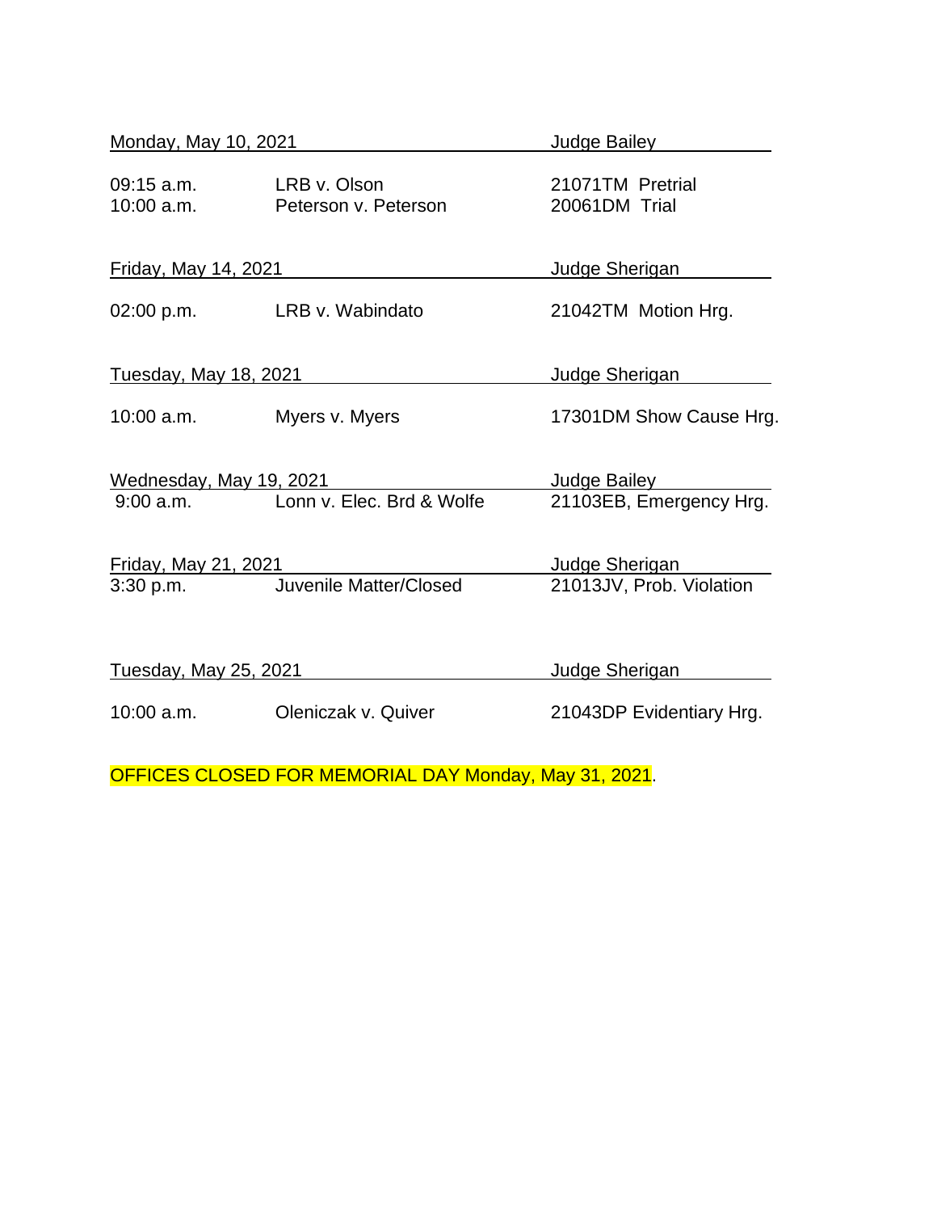Monday, May 10, 2021 — Judge Bailey

| | | |
|---|---|---|
| 09:15 a.m. | LRB v. Olson | 21071TM Pretrial |
| 10:00 a.m. | Peterson v. Peterson | 20061DM Trial |

Friday, May 14, 2021 — Judge Sherigan

| | | |
|---|---|---|
| 02:00 p.m. | LRB v. Wabindato | 21042TM Motion Hrg. |

Tuesday, May 18, 2021 — Judge Sherigan

| | | |
|---|---|---|
| 10:00 a.m. | Myers v. Myers | 17301DM Show Cause Hrg. |

Wednesday, May 19, 2021 — Judge Bailey

| | | |
|---|---|---|
| 9:00 a.m. | Lonn v. Elec. Brd & Wolfe | 21103EB, Emergency Hrg. |

Friday, May 21, 2021 — Judge Sherigan

| | | |
|---|---|---|
| 3:30 p.m. | Juvenile Matter/Closed | 21013JV, Prob. Violation |

Tuesday, May 25, 2021 — Judge Sherigan

| | | |
|---|---|---|
| 10:00 a.m. | Oleniczak v. Quiver | 21043DP Evidentiary Hrg. |

OFFICES CLOSED FOR MEMORIAL DAY Monday, May 31, 2021.